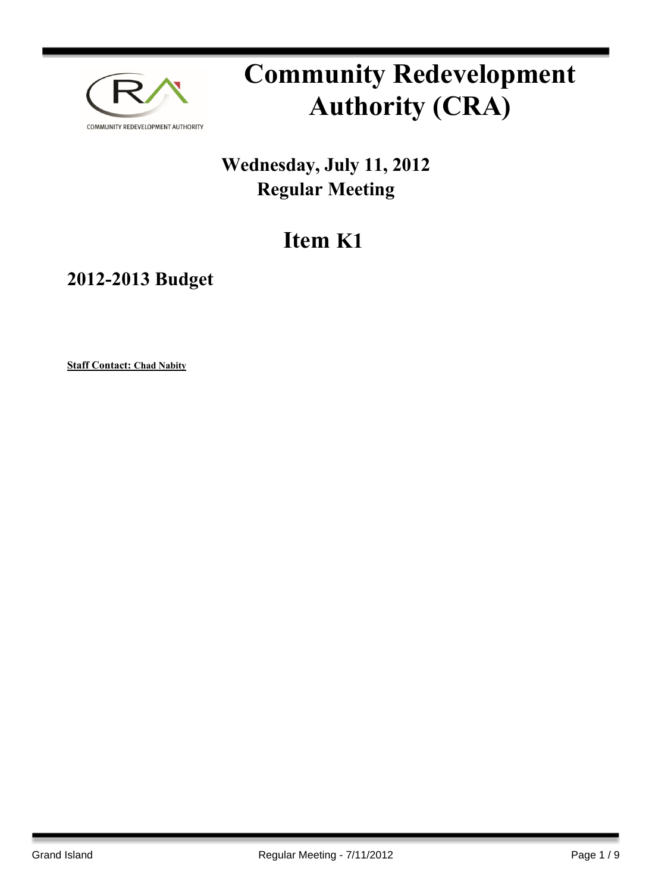COMMUNITY REDEVELOPMENT AUTHORITY

# Community Redevelopment Authority (CRA)

## Wednesday, July 11, 2012
## Regular Meeting

# Item K1

## 2012-2013 Budget

**Staff Contact: Chad Nabity**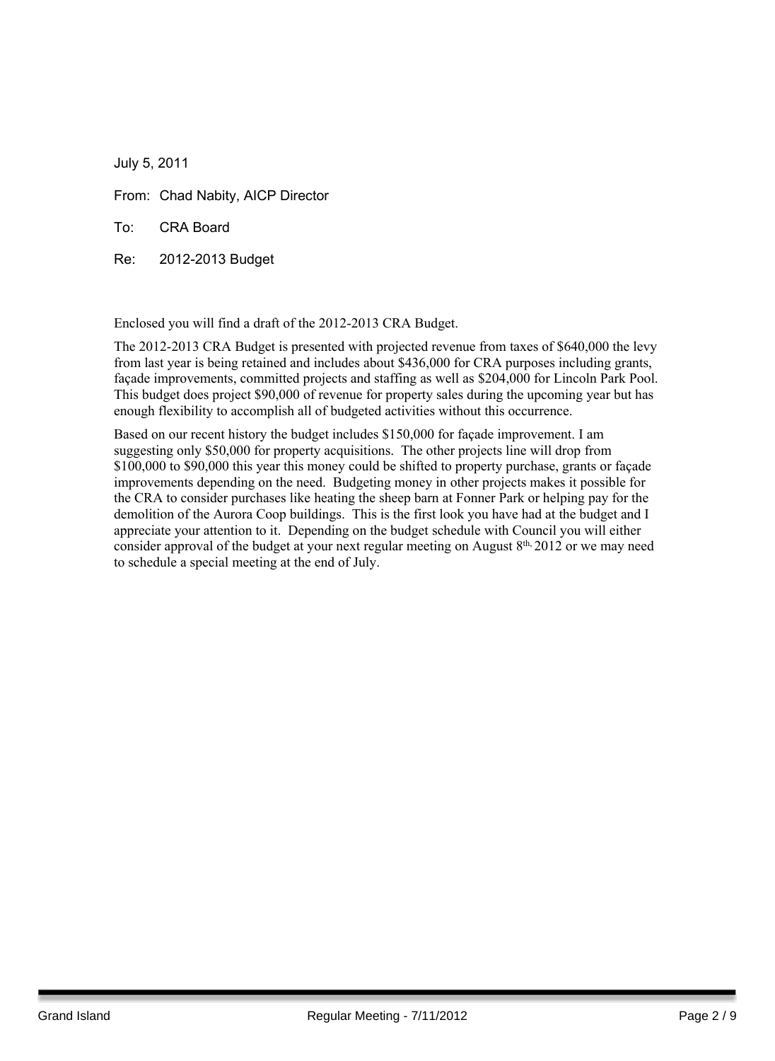July 5, 2011

From: Chad Nabity, AICP Director

To: CRA Board

Re: 2012-2013 Budget

Enclosed you will find a draft of the 2012-2013 CRA Budget.

The 2012-2013 CRA Budget is presented with projected revenue from taxes of $640,000 the levy from last year is being retained and includes about $436,000 for CRA purposes including grants, façade improvements, committed projects and staffing as well as $204,000 for Lincoln Park Pool. This budget does project $90,000 of revenue for property sales during the upcoming year but has enough flexibility to accomplish all of budgeted activities without this occurrence.

Based on our recent history the budget includes $150,000 for façade improvement. I am suggesting only $50,000 for property acquisitions. The other projects line will drop from $100,000 to $90,000 this year this money could be shifted to property purchase, grants or façade improvements depending on the need. Budgeting money in other projects makes it possible for the CRA to consider purchases like heating the sheep barn at Fonner Park or helping pay for the demolition of the Aurora Coop buildings. This is the first look you have had at the budget and I appreciate your attention to it. Depending on the budget schedule with Council you will either consider approval of the budget at your next regular meeting on August 8th, 2012 or we may need to schedule a special meeting at the end of July.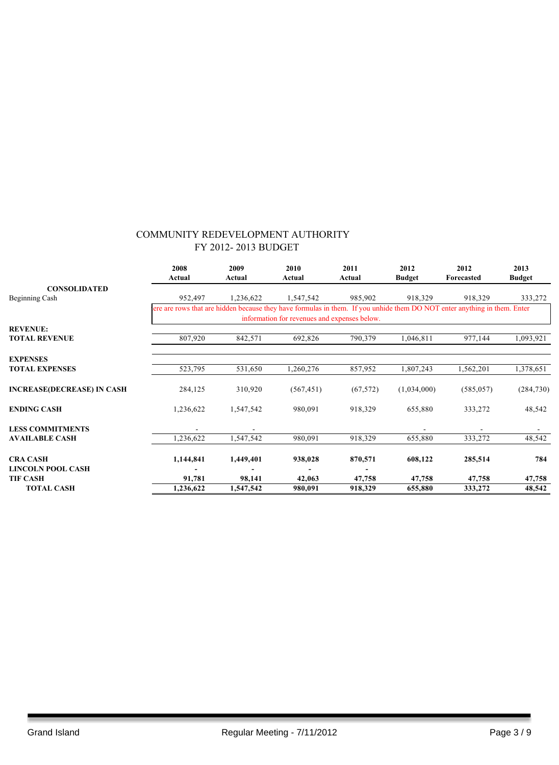# COMMUNITY REDEVELOPMENT AUTHORITY
## FY 2012- 2013 BUDGET

| | 2008 Actual | 2009 Actual | 2010 Actual | 2011 Actual | 2012 Budget | 2012 Forecasted | 2013 Budget |
|---|---|---|---|---|---|---|---|
| **CONSOLIDATED** | | | | | | | |
| Beginning Cash | 952,497 | 1,236,622 | 1,547,542 | 985,902 | 918,329 | 918,329 | 333,272 |
| | ere are rows that are hidden because they have formulas in them. If you unhide them DO NOT enter anything in them. Enter information for revenues and expenses below. | | | | | | |
| **REVENUE:** | | | | | | | |
| **TOTAL REVENUE** | 807,920 | 842,571 | 692,826 | 790,379 | 1,046,811 | 977,144 | 1,093,921 |
| **EXPENSES** | | | | | | | |
| **TOTAL EXPENSES** | 523,795 | 531,650 | 1,260,276 | 857,952 | 1,807,243 | 1,562,201 | 1,378,651 |
| **INCREASE(DECREASE) IN CASH** | 284,125 | 310,920 | (567,451) | (67,572) | (1,034,000) | (585,057) | (284,730) |
| **ENDING CASH** | 1,236,622 | 1,547,542 | 980,091 | 918,329 | 655,880 | 333,272 | 48,542 |
| **LESS COMMITMENTS** | - | - | | | - | - | - |
| **AVAILABLE CASH** | 1,236,622 | 1,547,542 | 980,091 | 918,329 | 655,880 | 333,272 | 48,542 |
| **CRA CASH** | **1,144,841** | **1,449,401** | **938,028** | **870,571** | **608,122** | **285,514** | **784** |
| **LINCOLN POOL CASH** | - | - | - | - | | | |
| **TIF CASH** | **91,781** | **98,141** | **42,063** | **47,758** | **47,758** | **47,758** | **47,758** |
| **TOTAL CASH** | **1,236,622** | **1,547,542** | **980,091** | **918,329** | **655,880** | **333,272** | **48,542** |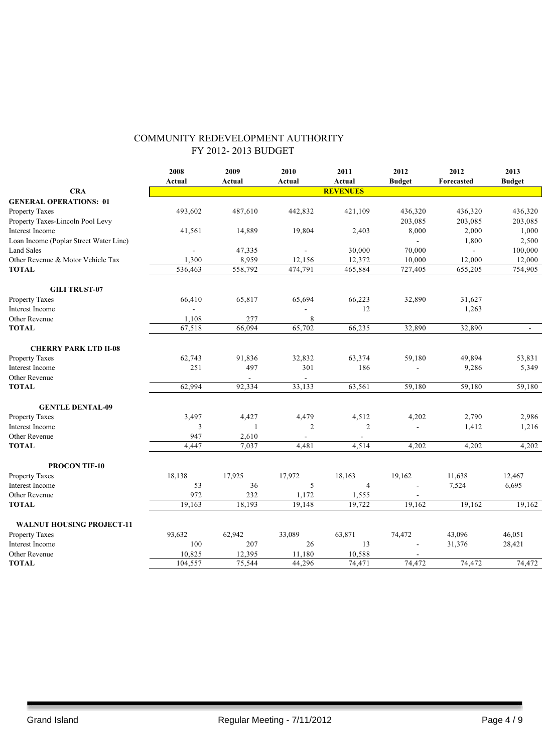# COMMUNITY REDEVELOPMENT AUTHORITY
## FY 2012- 2013 BUDGET

| CRA | 2008 Actual | 2009 Actual | 2010 Actual | 2011 Actual | 2012 Budget | 2012 Forecasted | 2013 Budget |
|---|---|---|---|---|---|---|---|
| | | | | **REVENUES** | | | |
| **GENERAL OPERATIONS: 01** | | | | | | | |
| Property Taxes | 493,602 | 487,610 | 442,832 | 421,109 | 436,320 | 436,320 | 436,320 |
| Property Taxes-Lincoln Pool Levy | | | | | 203,085 | 203,085 | 203,085 |
| Interest Income | 41,561 | 14,889 | 19,804 | 2,403 | 8,000 | 2,000 | 1,000 |
| Loan Income (Poplar Street Water Line) | | | | | - | 1,800 | 2,500 |
| Land Sales | - | 47,335 | - | 30,000 | 70,000 | - | 100,000 |
| Other Revenue & Motor Vehicle Tax | 1,300 | 8,959 | 12,156 | 12,372 | 10,000 | 12,000 | 12,000 |
| **TOTAL** | 536,463 | 558,792 | 474,791 | 465,884 | 727,405 | 655,205 | 754,905 |
| | | | | | | | |
| **GILI TRUST-07** | | | | | | | |
| Property Taxes | 66,410 | 65,817 | 65,694 | 66,223 | 32,890 | 31,627 | |
| Interest Income | - | | - | 12 | | 1,263 | |
| Other Revenue | 1,108 | 277 | 8 | | | | |
| **TOTAL** | 67,518 | 66,094 | 65,702 | 66,235 | 32,890 | 32,890 | - |
| | | | | | | | |
| **CHERRY PARK LTD II-08** | | | | | | | |
| Property Taxes | 62,743 | 91,836 | 32,832 | 63,374 | 59,180 | 49,894 | 53,831 |
| Interest Income | 251 | 497 | 301 | 186 | - | 9,286 | 5,349 |
| Other Revenue | | - | - | | | | |
| **TOTAL** | 62,994 | 92,334 | 33,133 | 63,561 | 59,180 | 59,180 | 59,180 |
| | | | | | | | |
| **GENTLE DENTAL-09** | | | | | | | |
| Property Taxes | 3,497 | 4,427 | 4,479 | 4,512 | 4,202 | 2,790 | 2,986 |
| Interest Income | 3 | 1 | 2 | 2 | - | 1,412 | 1,216 |
| Other Revenue | 947 | 2,610 | - | - | | | |
| **TOTAL** | 4,447 | 7,037 | 4,481 | 4,514 | 4,202 | 4,202 | 4,202 |
| | | | | | | | |
| **PROCON TIF-10** | | | | | | | |
| Property Taxes | 18,138 | 17,925 | 17,972 | 18,163 | 19,162 | 11,638 | 12,467 |
| Interest Income | 53 | 36 | 5 | 4 | - | 7,524 | 6,695 |
| Other Revenue | 972 | 232 | 1,172 | 1,555 | - | | |
| **TOTAL** | 19,163 | 18,193 | 19,148 | 19,722 | 19,162 | 19,162 | 19,162 |
| | | | | | | | |
| **WALNUT HOUSING PROJECT-11** | | | | | | | |
| Property Taxes | 93,632 | 62,942 | 33,089 | 63,871 | 74,472 | 43,096 | 46,051 |
| Interest Income | 100 | 207 | 26 | 13 | - | 31,376 | 28,421 |
| Other Revenue | 10,825 | 12,395 | 11,180 | 10,588 | - | | |
| **TOTAL** | 104,557 | 75,544 | 44,296 | 74,471 | 74,472 | 74,472 | 74,472 |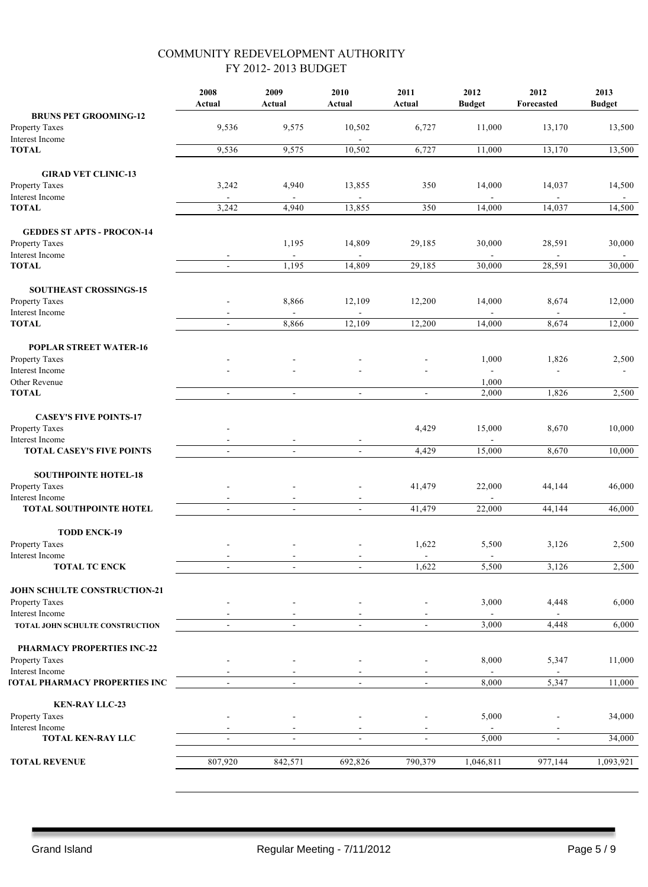# COMMUNITY REDEVELOPMENT AUTHORITY
## FY 2012- 2013 BUDGET

| | 2008 Actual | 2009 Actual | 2010 Actual | 2011 Actual | 2012 Budget | 2012 Forecasted | 2013 Budget |
|---|---|---|---|---|---|---|---|
| **BRUNS PET GROOMING-12** | | | | | | | |
| Property Taxes | 9,536 | 9,575 | 10,502 | 6,727 | 11,000 | 13,170 | 13,500 |
| Interest Income | | | - | | | | |
| **TOTAL** | 9,536 | 9,575 | 10,502 | 6,727 | 11,000 | 13,170 | 13,500 |
| **GIRAD VET CLINIC-13** | | | | | | | |
| Property Taxes | 3,242 | 4,940 | 13,855 | 350 | 14,000 | 14,037 | 14,500 |
| Interest Income | - | - | - | | - | - | - |
| **TOTAL** | 3,242 | 4,940 | 13,855 | 350 | 14,000 | 14,037 | 14,500 |
| **GEDDES ST APTS - PROCON-14** | | | | | | | |
| Property Taxes | | 1,195 | 14,809 | 29,185 | 30,000 | 28,591 | 30,000 |
| Interest Income | - | - | - | | - | - | - |
| **TOTAL** | - | 1,195 | 14,809 | 29,185 | 30,000 | 28,591 | 30,000 |
| **SOUTHEAST CROSSINGS-15** | | | | | | | |
| Property Taxes | - | 8,866 | 12,109 | 12,200 | 14,000 | 8,674 | 12,000 |
| Interest Income | - | - | - | | - | - | - |
| **TOTAL** | - | 8,866 | 12,109 | 12,200 | 14,000 | 8,674 | 12,000 |
| **POPLAR STREET WATER-16** | | | | | | | |
| Property Taxes | - | - | - | - | 1,000 | 1,826 | 2,500 |
| Interest Income | - | - | - | - | - | - | - |
| Other Revenue | | | | | 1,000 | | |
| **TOTAL** | - | - | - | - | 2,000 | 1,826 | 2,500 |
| **CASEY'S FIVE POINTS-17** | | | | | | | |
| Property Taxes | - | | | 4,429 | 15,000 | 8,670 | 10,000 |
| Interest Income | - | - | - | | - | | |
| **TOTAL CASEY'S FIVE POINTS** | - | - | - | 4,429 | 15,000 | 8,670 | 10,000 |
| **SOUTHPOINTE HOTEL-18** | | | | | | | |
| Property Taxes | - | - | - | 41,479 | 22,000 | 44,144 | 46,000 |
| Interest Income | - | - | - | | - | | |
| **TOTAL SOUTHPOINTE HOTEL** | - | - | - | 41,479 | 22,000 | 44,144 | 46,000 |
| **TODD ENCK-19** | | | | | | | |
| Property Taxes | - | - | - | 1,622 | 5,500 | 3,126 | 2,500 |
| Interest Income | - | - | - | - | - | | |
| **TOTAL TC ENCK** | - | - | - | 1,622 | 5,500 | 3,126 | 2,500 |
| **JOHN SCHULTE CONSTRUCTION-21** | | | | | | | |
| Property Taxes | - | - | - | - | 3,000 | 4,448 | 6,000 |
| Interest Income | - | - | - | - | - | - | |
| **TOTAL JOHN SCHULTE CONSTRUCTION** | - | - | - | - | 3,000 | 4,448 | 6,000 |
| **PHARMACY PROPERTIES INC-22** | | | | | | | |
| Property Taxes | - | - | - | - | 8,000 | 5,347 | 11,000 |
| Interest Income | - | - | - | - | - | - | |
| **TOTAL PHARMACY PROPERTIES INC** | - | - | - | - | 8,000 | 5,347 | 11,000 |
| **KEN-RAY LLC-23** | | | | | | | |
| Property Taxes | - | - | - | - | 5,000 | - | 34,000 |
| Interest Income | - | - | - | - | - | - | |
| **TOTAL KEN-RAY LLC** | - | - | - | - | 5,000 | - | 34,000 |
| **TOTAL REVENUE** | 807,920 | 842,571 | 692,826 | 790,379 | 1,046,811 | 977,144 | 1,093,921 |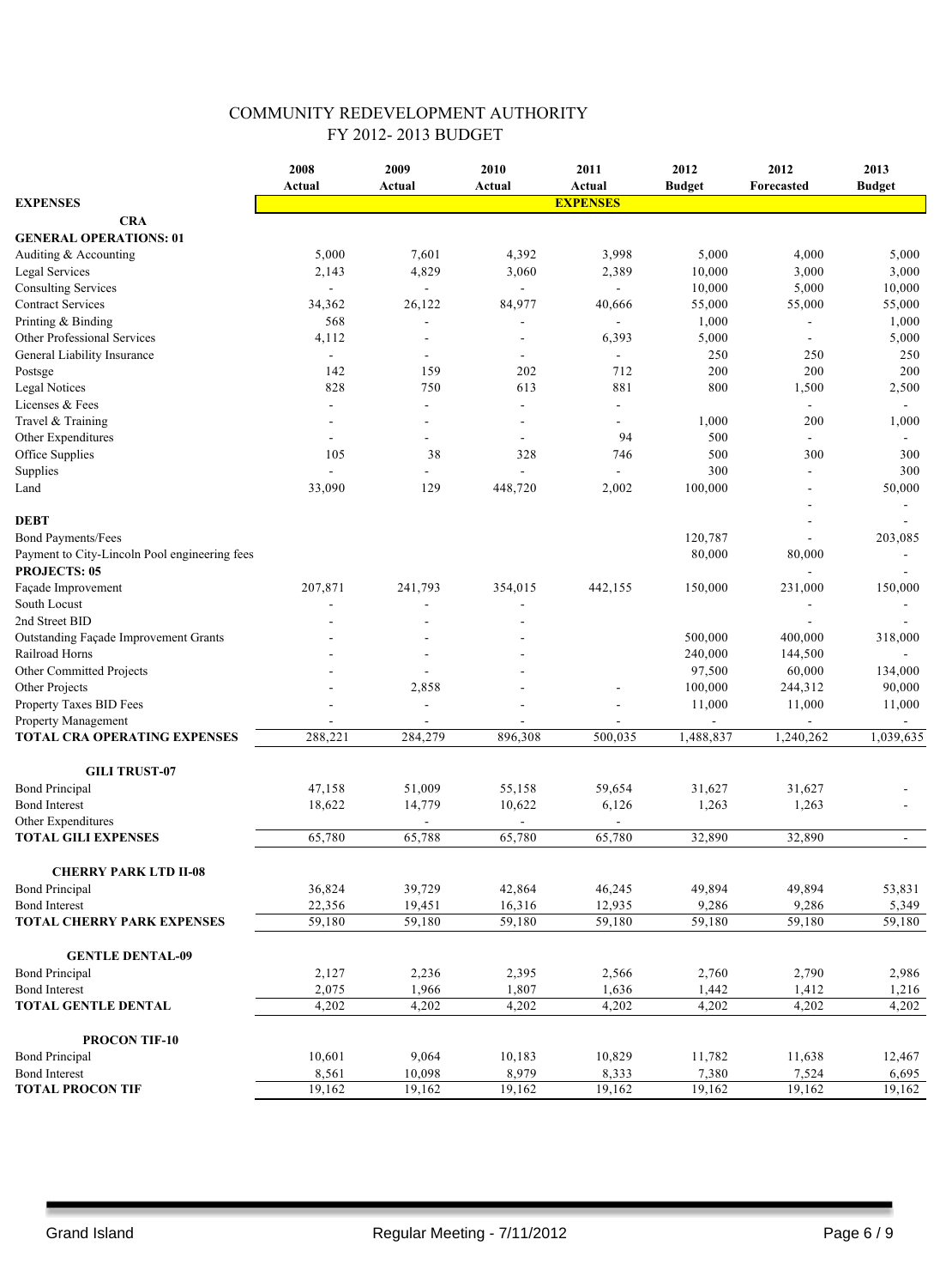# COMMUNITY REDEVELOPMENT AUTHORITY
## FY 2012- 2013 BUDGET

| EXPENSES | 2008 Actual | 2009 Actual | 2010 Actual | 2011 Actual | 2012 Budget | 2012 Forecasted | 2013 Budget |
|---|---|---|---|---|---|---|---|
| | | | | EXPENSES | | | |
| **CRA** | | | | | | | |
| **GENERAL OPERATIONS: 01** | | | | | | | |
| Auditing & Accounting | 5,000 | 7,601 | 4,392 | 3,998 | 5,000 | 4,000 | 5,000 |
| Legal Services | 2,143 | 4,829 | 3,060 | 2,389 | 10,000 | 3,000 | 3,000 |
| Consulting Services | - | - | - | - | 10,000 | 5,000 | 10,000 |
| Contract Services | 34,362 | 26,122 | 84,977 | 40,666 | 55,000 | 55,000 | 55,000 |
| Printing & Binding | 568 | - | - | - | 1,000 | | 1,000 |
| Other Professional Services | 4,112 | - | - | 6,393 | 5,000 | - | 5,000 |
| General Liability Insurance | - | - | - | - | 250 | 250 | 250 |
| Postsge | 142 | 159 | 202 | 712 | 200 | 200 | 200 |
| Legal Notices | 828 | 750 | 613 | 881 | 800 | 1,500 | 2,500 |
| Licenses & Fees | - | - | - | - | | - | - |
| Travel & Training | - | - | - | - | 1,000 | 200 | 1,000 |
| Other Expenditures | - | - | - | 94 | 500 | - | - |
| Office Supplies | 105 | 38 | 328 | 746 | 500 | 300 | 300 |
| Supplies | - | - | - | - | 300 | - | 300 |
| Land | 33,090 | 129 | 448,720 | 2,002 | 100,000 | - | 50,000 |
| | | | | | | - | - |
| **DEBT** | | | | | | - | - |
| Bond Payments/Fees | | | | | 120,787 | - | 203,085 |
| Payment to City-Lincoln Pool engineering fees | | | | | 80,000 | 80,000 | - |
| **PROJECTS: 05** | | | | | | - | - |
| Façade Improvement | 207,871 | 241,793 | 354,015 | 442,155 | 150,000 | 231,000 | 150,000 |
| South Locust | - | - | - | | | - | - |
| 2nd Street BID | - | - | - | | | - | - |
| Outstanding Façade Improvement Grants | - | - | - | | 500,000 | 400,000 | 318,000 |
| Railroad Horns | - | - | - | | 240,000 | 144,500 | - |
| Other Committed Projects | - | - | - | | 97,500 | 60,000 | 134,000 |
| Other Projects | - | 2,858 | - | - | 100,000 | 244,312 | 90,000 |
| Property Taxes BID Fees | - | - | - | - | 11,000 | 11,000 | 11,000 |
| Property Management | - | - | - | - | - | - | - |
| **TOTAL CRA OPERATING EXPENSES** | 288,221 | 284,279 | 896,308 | 500,035 | 1,488,837 | 1,240,262 | 1,039,635 |
| | | | | | | | |
| **GILI TRUST-07** | | | | | | | |
| Bond Principal | 47,158 | 51,009 | 55,158 | 59,654 | 31,627 | 31,627 | - |
| Bond Interest | 18,622 | 14,779 | 10,622 | 6,126 | 1,263 | 1,263 | - |
| Other Expenditures | | - | - | - | | | |
| **TOTAL GILI EXPENSES** | 65,780 | 65,788 | 65,780 | 65,780 | 32,890 | 32,890 | - |
| | | | | | | | |
| **CHERRY PARK LTD II-08** | | | | | | | |
| Bond Principal | 36,824 | 39,729 | 42,864 | 46,245 | 49,894 | 49,894 | 53,831 |
| Bond Interest | 22,356 | 19,451 | 16,316 | 12,935 | 9,286 | 9,286 | 5,349 |
| **TOTAL CHERRY PARK EXPENSES** | 59,180 | 59,180 | 59,180 | 59,180 | 59,180 | 59,180 | 59,180 |
| | | | | | | | |
| **GENTLE DENTAL-09** | | | | | | | |
| Bond Principal | 2,127 | 2,236 | 2,395 | 2,566 | 2,760 | 2,790 | 2,986 |
| Bond Interest | 2,075 | 1,966 | 1,807 | 1,636 | 1,442 | 1,412 | 1,216 |
| **TOTAL GENTLE DENTAL** | 4,202 | 4,202 | 4,202 | 4,202 | 4,202 | 4,202 | 4,202 |
| | | | | | | | |
| **PROCON TIF-10** | | | | | | | |
| Bond Principal | 10,601 | 9,064 | 10,183 | 10,829 | 11,782 | 11,638 | 12,467 |
| Bond Interest | 8,561 | 10,098 | 8,979 | 8,333 | 7,380 | 7,524 | 6,695 |
| **TOTAL PROCON TIF** | 19,162 | 19,162 | 19,162 | 19,162 | 19,162 | 19,162 | 19,162 |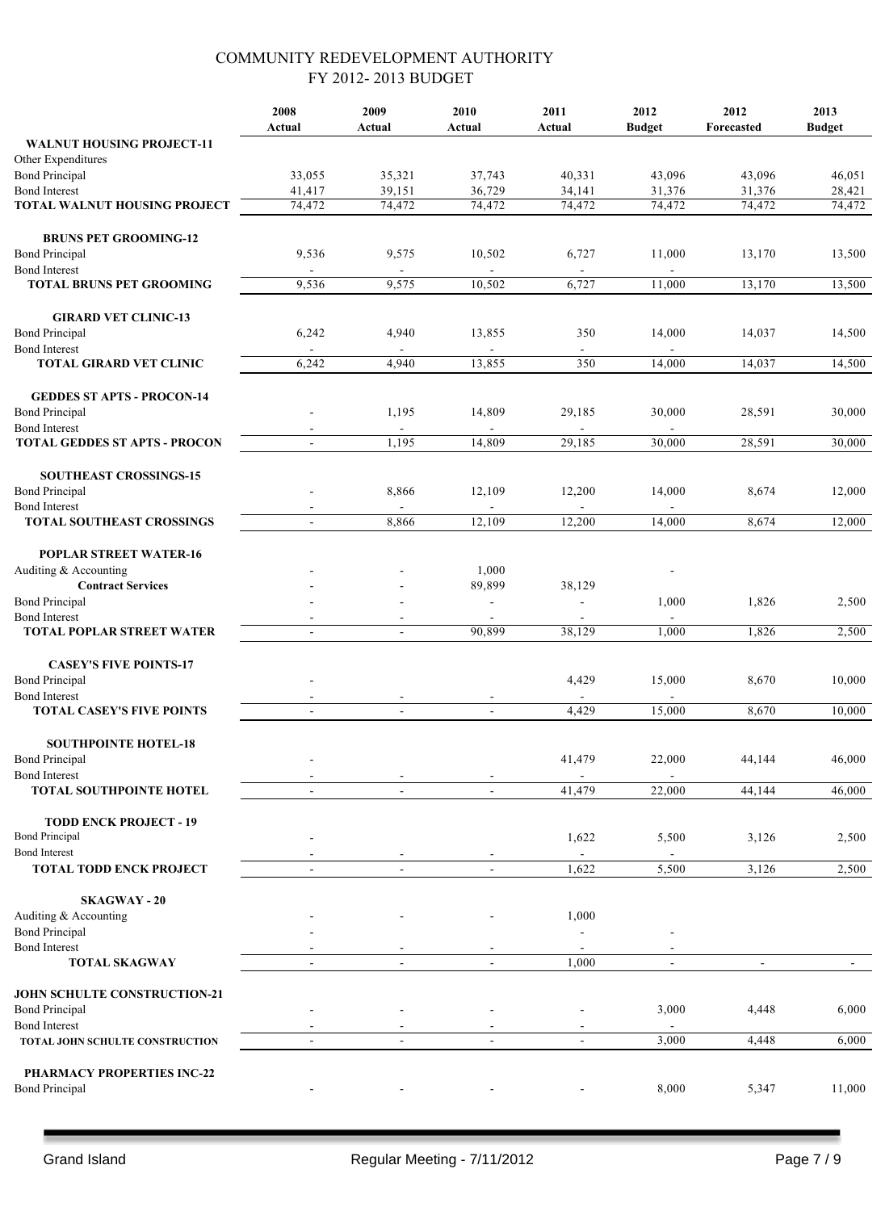# COMMUNITY REDEVELOPMENT AUTHORITY
## FY 2012- 2013 BUDGET

| | 2008 Actual | 2009 Actual | 2010 Actual | 2011 Actual | 2012 Budget | 2012 Forecasted | 2013 Budget |
|---|---|---|---|---|---|---|---|
| **WALNUT HOUSING PROJECT-11** | | | | | | | |
| Other Expenditures | | | | | | | |
| Bond Principal | 33,055 | 35,321 | 37,743 | 40,331 | 43,096 | 43,096 | 46,051 |
| Bond Interest | 41,417 | 39,151 | 36,729 | 34,141 | 31,376 | 31,376 | 28,421 |
| **TOTAL WALNUT HOUSING PROJECT** | 74,472 | 74,472 | 74,472 | 74,472 | 74,472 | 74,472 | 74,472 |
| **BRUNS PET GROOMING-12** | | | | | | | |
| Bond Principal | 9,536 | 9,575 | 10,502 | 6,727 | 11,000 | 13,170 | 13,500 |
| Bond Interest | - | - | - | - | - | | |
| **TOTAL BRUNS PET GROOMING** | 9,536 | 9,575 | 10,502 | 6,727 | 11,000 | 13,170 | 13,500 |
| **GIRARD VET CLINIC-13** | | | | | | | |
| Bond Principal | 6,242 | 4,940 | 13,855 | 350 | 14,000 | 14,037 | 14,500 |
| Bond Interest | - | - | - | - | - | | |
| **TOTAL GIRARD VET CLINIC** | 6,242 | 4,940 | 13,855 | 350 | 14,000 | 14,037 | 14,500 |
| **GEDDES ST APTS - PROCON-14** | | | | | | | |
| Bond Principal | - | 1,195 | 14,809 | 29,185 | 30,000 | 28,591 | 30,000 |
| Bond Interest | - | - | - | - | - | | |
| **TOTAL GEDDES ST APTS - PROCON** | - | 1,195 | 14,809 | 29,185 | 30,000 | 28,591 | 30,000 |
| **SOUTHEAST CROSSINGS-15** | | | | | | | |
| Bond Principal | - | 8,866 | 12,109 | 12,200 | 14,000 | 8,674 | 12,000 |
| Bond Interest | - | - | - | - | - | | |
| **TOTAL SOUTHEAST CROSSINGS** | - | 8,866 | 12,109 | 12,200 | 14,000 | 8,674 | 12,000 |
| **POPLAR STREET WATER-16** | | | | | | | |
| Auditing & Accounting | - | - | 1,000 | | - | | |
| **Contract Services** | - | - | 89,899 | 38,129 | | | |
| Bond Principal | - | - | - | - | 1,000 | 1,826 | 2,500 |
| Bond Interest | - | - | - | - | - | | |
| **TOTAL POPLAR STREET WATER** | - | - | 90,899 | 38,129 | 1,000 | 1,826 | 2,500 |
| **CASEY'S FIVE POINTS-17** | | | | | | | |
| Bond Principal | - | | | 4,429 | 15,000 | 8,670 | 10,000 |
| Bond Interest | - | - | - | - | - | | |
| **TOTAL CASEY'S FIVE POINTS** | - | - | - | 4,429 | 15,000 | 8,670 | 10,000 |
| **SOUTHPOINTE HOTEL-18** | | | | | | | |
| Bond Principal | - | | | 41,479 | 22,000 | 44,144 | 46,000 |
| Bond Interest | - | - | - | - | - | | |
| **TOTAL SOUTHPOINTE HOTEL** | - | - | - | 41,479 | 22,000 | 44,144 | 46,000 |
| **TODD ENCK PROJECT - 19** | | | | | | | |
| Bond Principal | - | | | 1,622 | 5,500 | 3,126 | 2,500 |
| Bond Interest | - | - | - | - | - | | |
| **TOTAL TODD ENCK PROJECT** | - | - | - | 1,622 | 5,500 | 3,126 | 2,500 |
| **SKAGWAY - 20** | | | | | | | |
| Auditing & Accounting | - | - | - | 1,000 | | | |
| Bond Principal | - | | | - | - | | |
| Bond Interest | - | - | - | - | - | | |
| **TOTAL SKAGWAY** | - | - | - | 1,000 | - | - | - |
| **JOHN SCHULTE CONSTRUCTION-21** | | | | | | | |
| Bond Principal | - | - | - | - | 3,000 | 4,448 | 6,000 |
| Bond Interest | - | - | - | - | - | | |
| **TOTAL JOHN SCHULTE CONSTRUCTION** | - | - | - | - | 3,000 | 4,448 | 6,000 |
| **PHARMACY PROPERTIES INC-22** | | | | | | | |
| Bond Principal | - | - | - | - | 8,000 | 5,347 | 11,000 |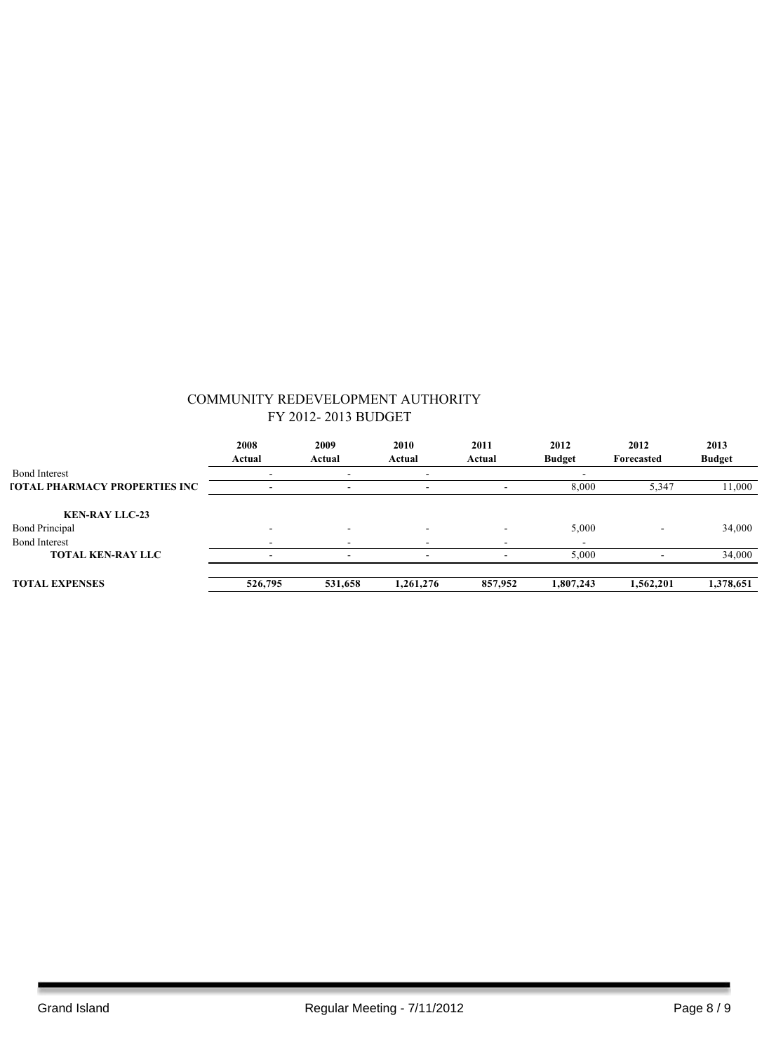COMMUNITY REDEVELOPMENT AUTHORITY
FY 2012- 2013 BUDGET

| | 2008 Actual | 2009 Actual | 2010 Actual | 2011 Actual | 2012 Budget | 2012 Forecasted | 2013 Budget |
|---|---|---|---|---|---|---|---|
| Bond Interest | - | - | - | | - | | |
| **TOTAL PHARMACY PROPERTIES INC** | - | - | - | - | 8,000 | 5,347 | 11,000 |
| | | | | | | | |
| **KEN-RAY LLC-23** | | | | | | | |
| Bond Principal | - | - | - | - | 5,000 | - | 34,000 |
| Bond Interest | - | - | - | - | - | | |
| **TOTAL KEN-RAY LLC** | - | - | - | - | 5,000 | - | 34,000 |
| | | | | | | | |
| **TOTAL EXPENSES** | **526,795** | **531,658** | **1,261,276** | **857,952** | **1,807,243** | **1,562,201** | **1,378,651** |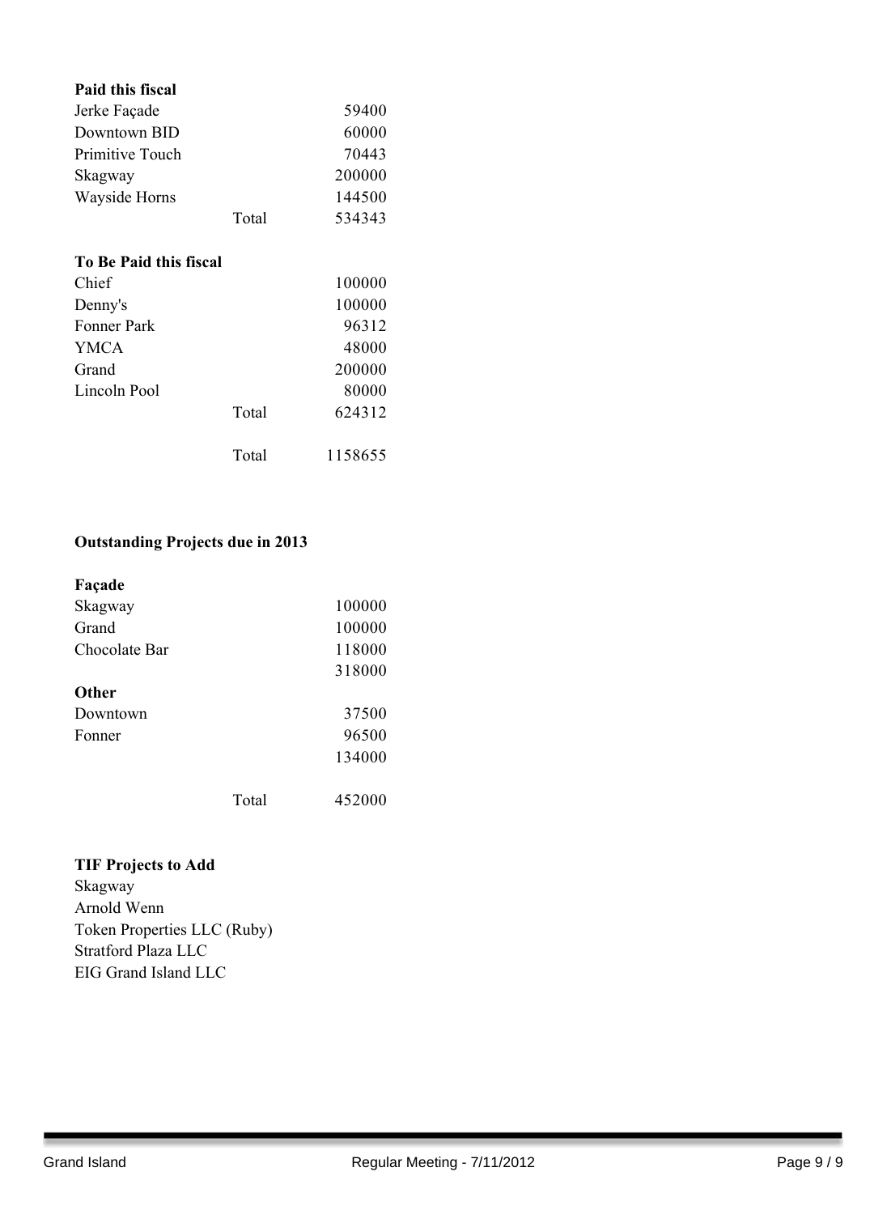**Paid this fiscal**

| | | |
|---|---|---|
| Jerke Façade | | 59400 |
| Downtown BID | | 60000 |
| Primitive Touch | | 70443 |
| Skagway | | 200000 |
| Wayside Horns | | 144500 |
| | Total | 534343 |

**To Be Paid this fiscal**

| | | |
|---|---|---|
| Chief | | 100000 |
| Denny's | | 100000 |
| Fonner Park | | 96312 |
| YMCA | | 48000 |
| Grand | | 200000 |
| Lincoln Pool | | 80000 |
| | Total | 624312 |
| | | |
| | Total | 1158655 |

**Outstanding Projects due in 2013**

| | | |
|---|---|---|
| **Façade** | | |
| Skagway | | 100000 |
| Grand | | 100000 |
| Chocolate Bar | | 118000 |
| | | 318000 |
| **Other** | | |
| Downtown | | 37500 |
| Fonner | | 96500 |
| | | 134000 |
| | | |
| | Total | 452000 |

**TIF Projects to Add**

Skagway
Arnold Wenn
Token Properties LLC (Ruby)
Stratford Plaza LLC
EIG Grand Island LLC